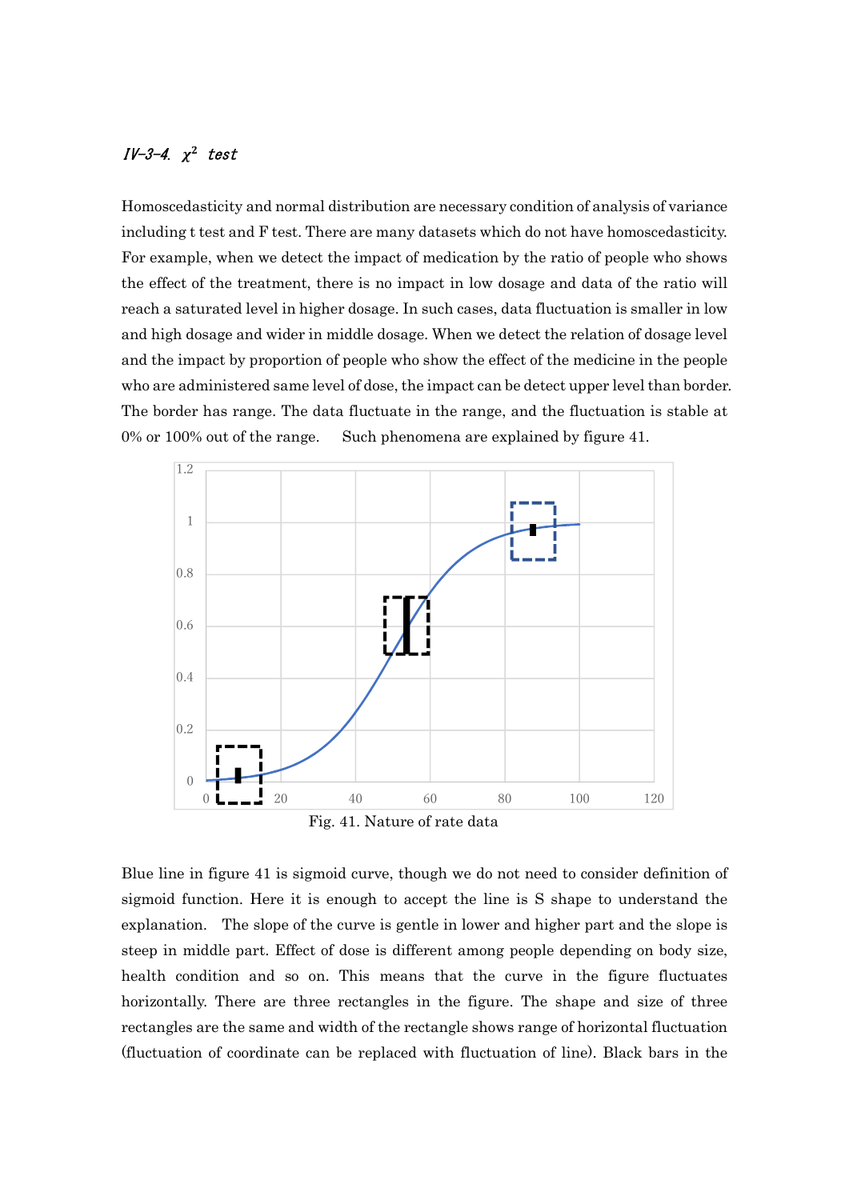### *IV-3-4. $\chi^2$ test*

Homoscedasticity and normal distribution are necessary condition of analysis of variance including t test and F test. There are many datasets which do not have homoscedasticity. For example, when we detect the impact of medication by the ratio of people who shows the effect of the treatment, there is no impact in low dosage and data of the ratio will reach a saturated level in higher dosage. In such cases, data fluctuation is smaller in low and high dosage and wider in middle dosage. When we detect the relation of dosage level and the impact by proportion of people who show the effect of the medicine in the people who are administered same level of dose, the impact can be detect upper level than border. The border has range. The data fluctuate in the range, and the fluctuation is stable at 0% or 100% out of the range. Such phenomena are explained by figure 41.

Fig. 41. Nature of rate data

Blue line in figure 41 is sigmoid curve, though we do not need to consider definition of sigmoid function. Here it is enough to accept the line is S shape to understand the explanation. The slope of the curve is gentle in lower and higher part and the slope is steep in middle part. Effect of dose is different among people depending on body size, health condition and so on. This means that the curve in the figure fluctuates horizontally. There are three rectangles in the figure. The shape and size of three rectangles are the same and width of the rectangle shows range of horizontal fluctuation (fluctuation of coordinate can be replaced with fluctuation of line). Black bars in the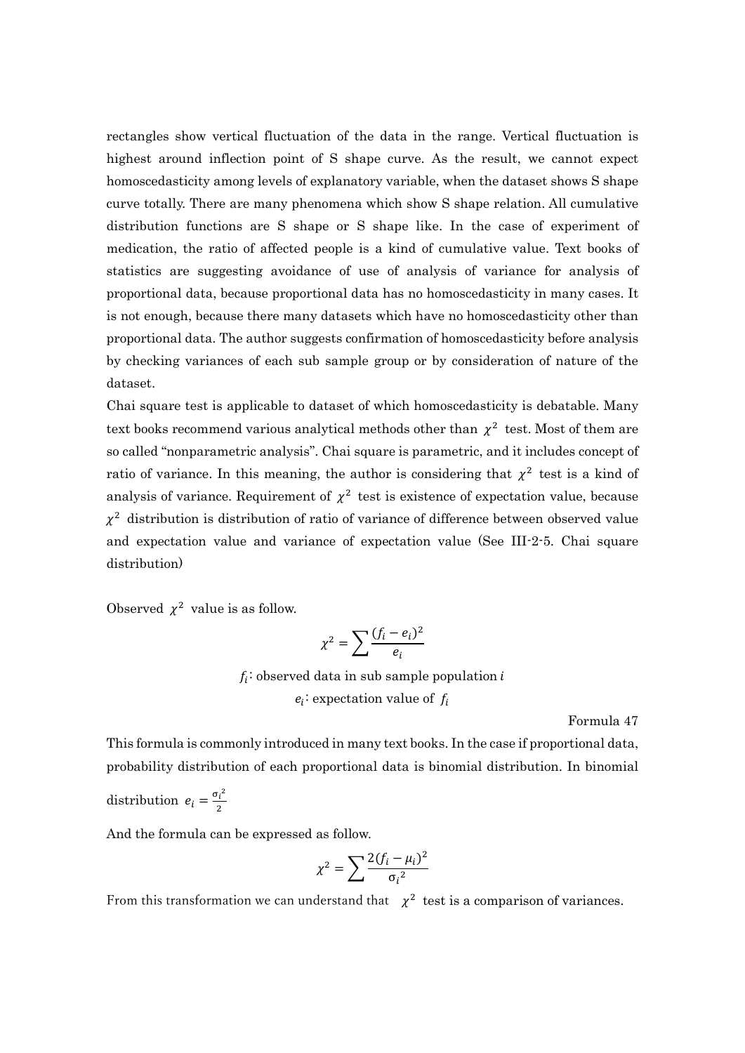rectangles show vertical fluctuation of the data in the range. Vertical fluctuation is highest around inflection point of S shape curve. As the result, we cannot expect homoscedasticity among levels of explanatory variable, when the dataset shows S shape curve totally. There are many phenomena which show S shape relation. All cumulative distribution functions are S shape or S shape like. In the case of experiment of medication, the ratio of affected people is a kind of cumulative value. Text books of statistics are suggesting avoidance of use of analysis of variance for analysis of proportional data, because proportional data has no homoscedasticity in many cases. It is not enough, because there many datasets which have no homoscedasticity other than proportional data. The author suggests confirmation of homoscedasticity before analysis by checking variances of each sub sample group or by consideration of nature of the dataset.

Chai square test is applicable to dataset of which homoscedasticity is debatable. Many text books recommend various analytical methods other than $\chi^2$ test. Most of them are so called "nonparametric analysis". Chai square is parametric, and it includes concept of ratio of variance. In this meaning, the author is considering that $\chi^2$ test is a kind of analysis of variance. Requirement of $\chi^2$ test is existence of expectation value, because $\chi^2$ distribution is distribution of ratio of variance of difference between observed value and expectation value and variance of expectation value (See III-2-5. Chai square distribution)

Observed $\chi^2$ value is as follow.

$$\chi^2 = \sum \frac{(f_i - e_i)^2}{e_i}$$

$f_i$: observed data in sub sample population $i$

$e_i$: expectation value of $f_i$

Formula 47

This formula is commonly introduced in many text books. In the case if proportional data, probability distribution of each proportional data is binomial distribution. In binomial distribution $e_i = \frac{\sigma_i^2}{2}$

And the formula can be expressed as follow.

$$\chi^2 = \sum \frac{2(f_i - \mu_i)^2}{\sigma_i^2}$$

From this transformation we can understand that $\chi^2$ test is a comparison of variances.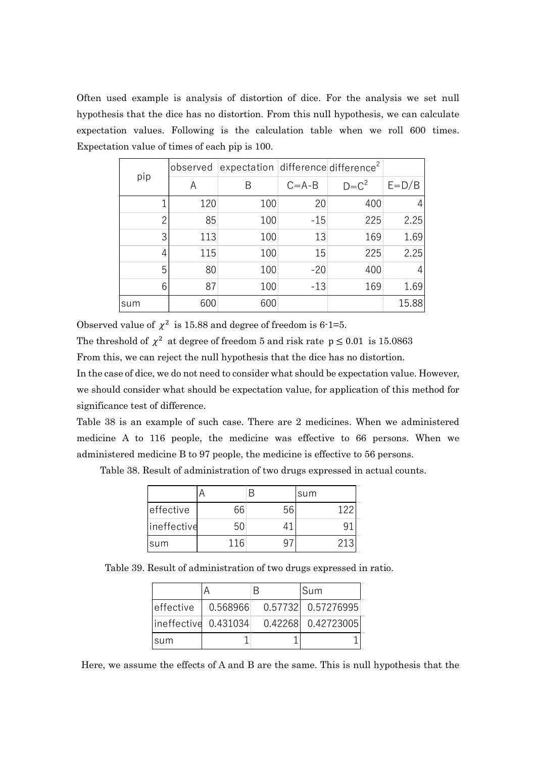Often used example is analysis of distortion of dice. For the analysis we set null hypothesis that the dice has no distortion. From this null hypothesis, we can calculate expectation values. Following is the calculation table when we roll 600 times. Expectation value of times of each pip is 100.

| pip | observed | expectation | difference | difference$^2$ | |
|---|---|---|---|---|---|
| | A | B | C=A-B | D=C$^2$ | E=D/B |
| 1 | 120 | 100 | 20 | 400 | 4 |
| 2 | 85 | 100 | -15 | 225 | 2.25 |
| 3 | 113 | 100 | 13 | 169 | 1.69 |
| 4 | 115 | 100 | 15 | 225 | 2.25 |
| 5 | 80 | 100 | -20 | 400 | 4 |
| 6 | 87 | 100 | -13 | 169 | 1.69 |
| sum | 600 | 600 | | | 15.88 |

Observed value of $\chi^2$ is 15.88 and degree of freedom is 6-1=5.

The threshold of $\chi^2$ at degree of freedom 5 and risk rate $p \leq 0.01$ is 15.0863

From this, we can reject the null hypothesis that the dice has no distortion.

In the case of dice, we do not need to consider what should be expectation value. However, we should consider what should be expectation value, for application of this method for significance test of difference.

Table 38 is an example of such case. There are 2 medicines. When we administered medicine A to 116 people, the medicine was effective to 66 persons. When we administered medicine B to 97 people, the medicine is effective to 56 persons.

Table 38. Result of administration of two drugs expressed in actual counts.

| | A | B | sum |
|---|---|---|---|
| effective | 66 | 56 | 122 |
| ineffective | 50 | 41 | 91 |
| sum | 116 | 97 | 213 |

Table 39. Result of administration of two drugs expressed in ratio.

| | A | B | Sum |
|---|---|---|---|
| effective | 0.568966 | 0.57732 | 0.57276995 |
| ineffective | 0.431034 | 0.42268 | 0.42723005 |
| sum | 1 | 1 | 1 |

Here, we assume the effects of A and B are the same. This is null hypothesis that the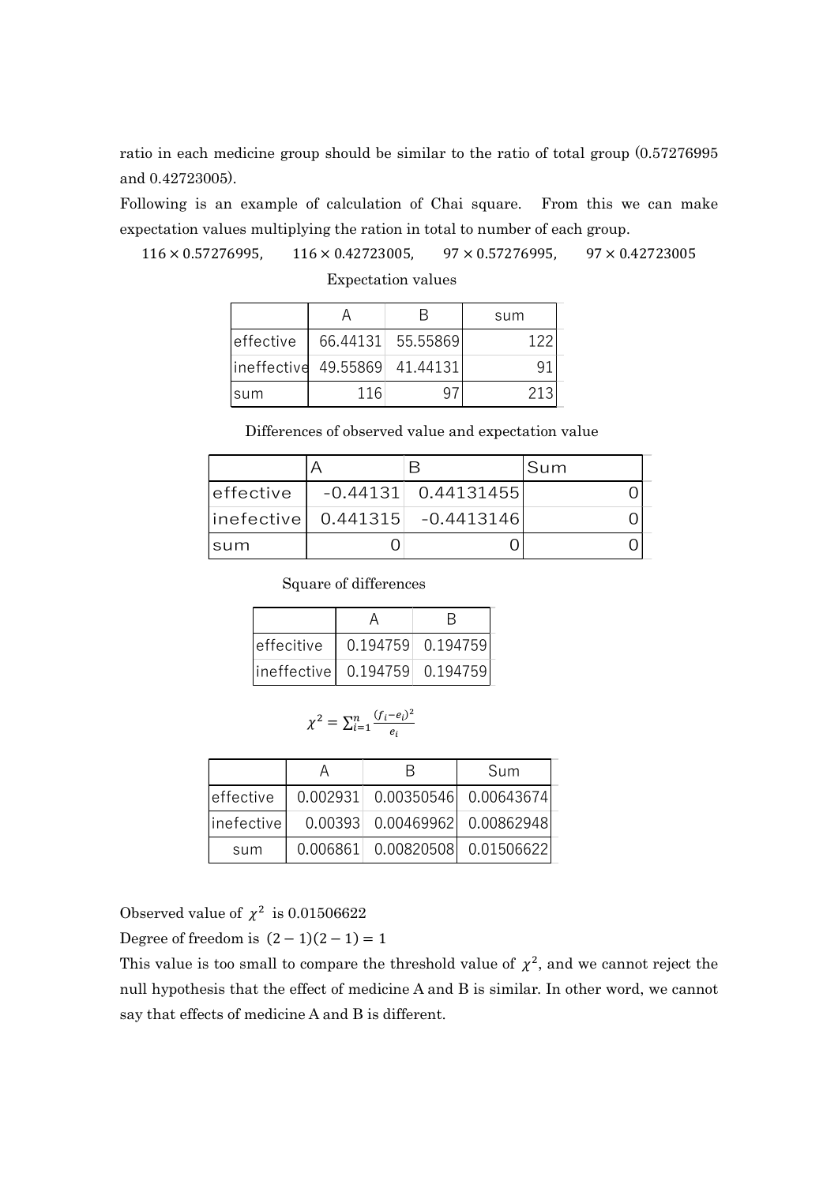ratio in each medicine group should be similar to the ratio of total group (0.57276995 and 0.42723005).

Following is an example of calculation of Chai square. From this we can make expectation values multiplying the ration in total to number of each group.

$116 \times 0.57276995, \quad 116 \times 0.42723005, \quad 97 \times 0.57276995, \quad 97 \times 0.42723005$

Expectation values

| | A | B | sum |
|---|---|---|---|
| effective | 66.44131 | 55.55869 | 122 |
| ineffective | 49.55869 | 41.44131 | 91 |
| sum | 116 | 97 | 213 |

Differences of observed value and expectation value

| | A | B | Sum |
|---|---|---|---|
| effective | -0.44131 | 0.44131455 | 0 |
| inefective | 0.441315 | -0.4413146 | 0 |
| sum | 0 | 0 | 0 |

Square of differences

| | A | B |
|---|---|---|
| effecitive | 0.194759 | 0.194759 |
| ineffective | 0.194759 | 0.194759 |

$$\chi^2 = \sum_{i=1}^{n} \frac{(f_i - e_i)^2}{e_i}$$

| | A | B | Sum |
|---|---|---|---|
| effective | 0.002931 | 0.00350546 | 0.00643674 |
| inefective | 0.00393 | 0.00469962 | 0.00862948 |
| sum | 0.006861 | 0.00820508 | 0.01506622 |

Observed value of $\chi^2$ is 0.01506622

Degree of freedom is $(2-1)(2-1) = 1$

This value is too small to compare the threshold value of $\chi^2$, and we cannot reject the null hypothesis that the effect of medicine A and B is similar. In other word, we cannot say that effects of medicine A and B is different.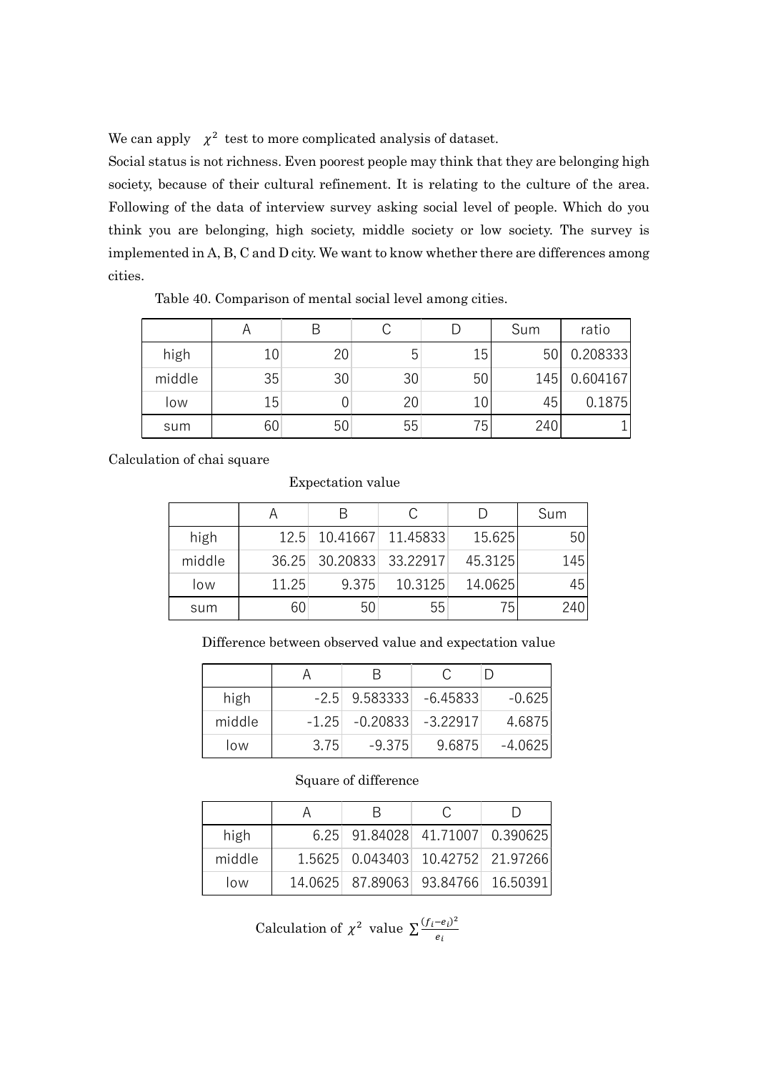We can apply $\chi^2$ test to more complicated analysis of dataset.

Social status is not richness. Even poorest people may think that they are belonging high society, because of their cultural refinement. It is relating to the culture of the area. Following of the data of interview survey asking social level of people. Which do you think you are belonging, high society, middle society or low society. The survey is implemented in A, B, C and D city. We want to know whether there are differences among cities.

Table 40. Comparison of mental social level among cities.

| | A | B | C | D | Sum | ratio |
|---|---|---|---|---|---|---|
| high | 10 | 20 | 5 | 15 | 50 | 0.208333 |
| middle | 35 | 30 | 30 | 50 | 145 | 0.604167 |
| low | 15 | 0 | 20 | 10 | 45 | 0.1875 |
| sum | 60 | 50 | 55 | 75 | 240 | 1 |

Calculation of chai square

Expectation value

| | A | B | C | D | Sum |
|---|---|---|---|---|---|
| high | 12.5 | 10.41667 | 11.45833 | 15.625 | 50 |
| middle | 36.25 | 30.20833 | 33.22917 | 45.3125 | 145 |
| low | 11.25 | 9.375 | 10.3125 | 14.0625 | 45 |
| sum | 60 | 50 | 55 | 75 | 240 |

Difference between observed value and expectation value

| | A | B | C | D |
|---|---|---|---|---|
| high | -2.5 | 9.583333 | -6.45833 | -0.625 |
| middle | -1.25 | -0.20833 | -3.22917 | 4.6875 |
| low | 3.75 | -9.375 | 9.6875 | -4.0625 |

Square of difference

| | A | B | C | D |
|---|---|---|---|---|
| high | 6.25 | 91.84028 | 41.71007 | 0.390625 |
| middle | 1.5625 | 0.043403 | 10.42752 | 21.97266 |
| low | 14.0625 | 87.89063 | 93.84766 | 16.50391 |

Calculation of $\chi^2$ value $\sum \frac{(f_i - e_i)^2}{e_i}$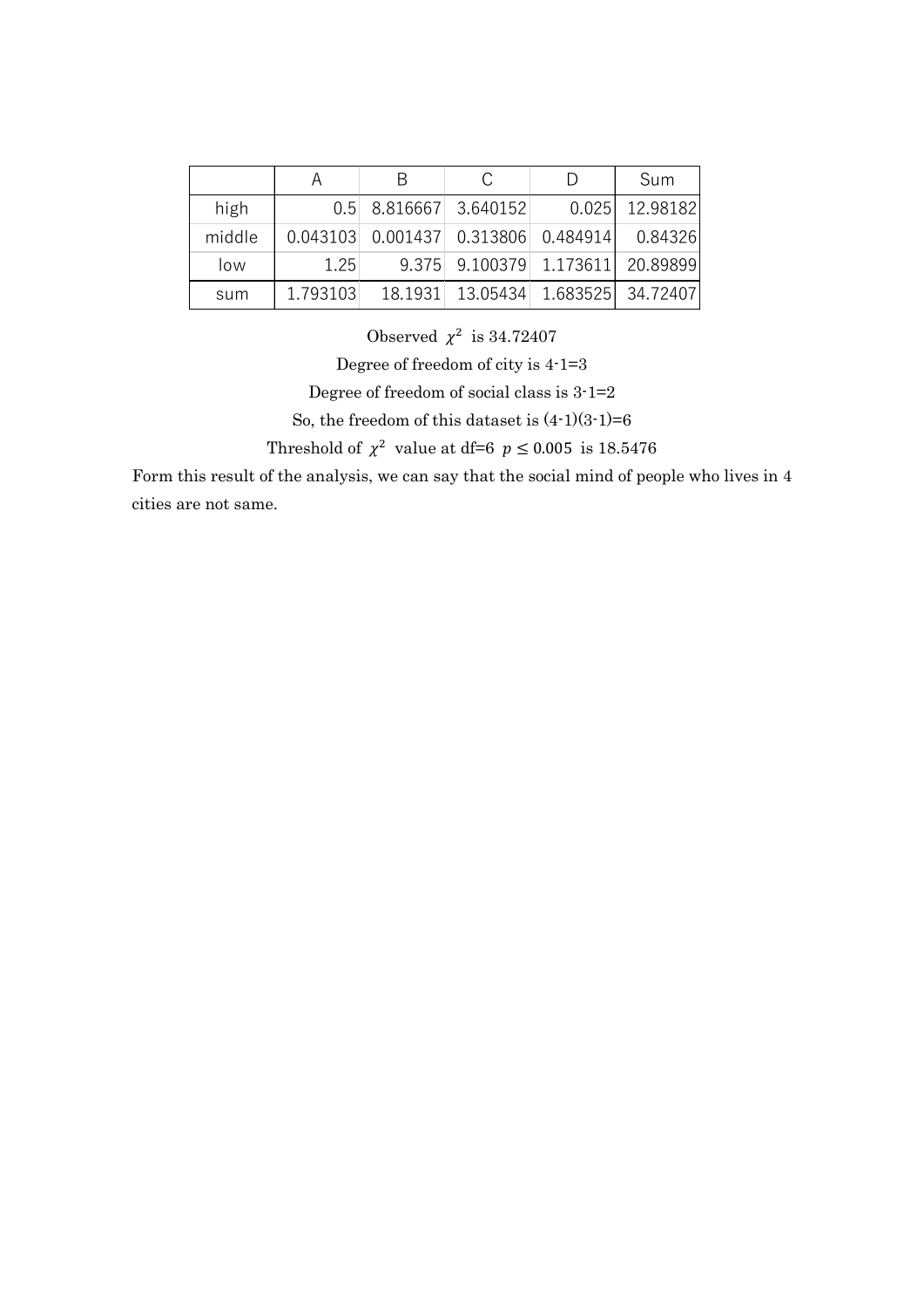| | A | B | C | D | Sum |
|---|---|---|---|---|---|
| high | 0.5 | 8.816667 | 3.640152 | 0.025 | 12.98182 |
| middle | 0.043103 | 0.001437 | 0.313806 | 0.484914 | 0.84326 |
| low | 1.25 | 9.375 | 9.100379 | 1.173611 | 20.89899 |
| sum | 1.793103 | 18.1931 | 13.05434 | 1.683525 | 34.72407 |

Observed $\chi^2$ is 34.72407

Degree of freedom of city is 4-1=3

Degree of freedom of social class is 3-1=2

So, the freedom of this dataset is (4-1)(3-1)=6

Threshold of $\chi^2$ value at df=6 $p \leq 0.005$ is 18.5476

Form this result of the analysis, we can say that the social mind of people who lives in 4 cities are not same.